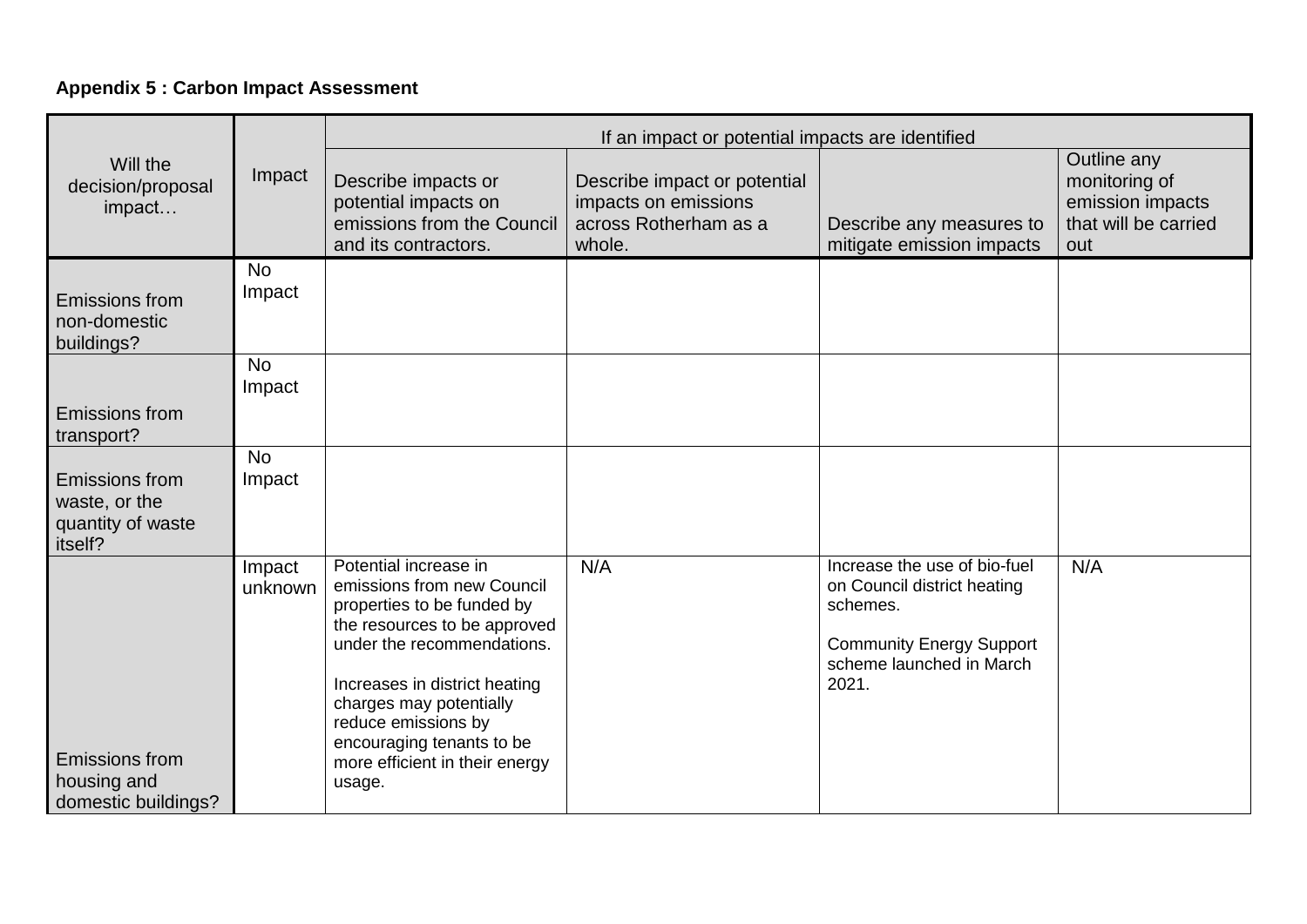**Appendix 5 : Carbon Impact Assessment**

| Will the decision/proposal impact… | Impact | If an impact or potential impacts are identified | | | |
|---|---|---|---|---|---|
| | | Describe impacts or potential impacts on emissions from the Council and its contractors. | Describe impact or potential impacts on emissions across Rotherham as a whole. | Describe any measures to mitigate emission impacts | Outline any monitoring of emission impacts that will be carried out |
| Emissions from non-domestic buildings? | No Impact | | | | |
| Emissions from transport? | No Impact | | | | |
| Emissions from waste, or the quantity of waste itself? | No Impact | | | | |
| Emissions from housing and domestic buildings? | Impact unknown | Potential increase in emissions from new Council properties to be funded by the resources to be approved under the recommendations.<br><br>Increases in district heating charges may potentially reduce emissions by encouraging tenants to be more efficient in their energy usage. | N/A | Increase the use of bio-fuel on Council district heating schemes.<br><br>Community Energy Support scheme launched in March 2021. | N/A |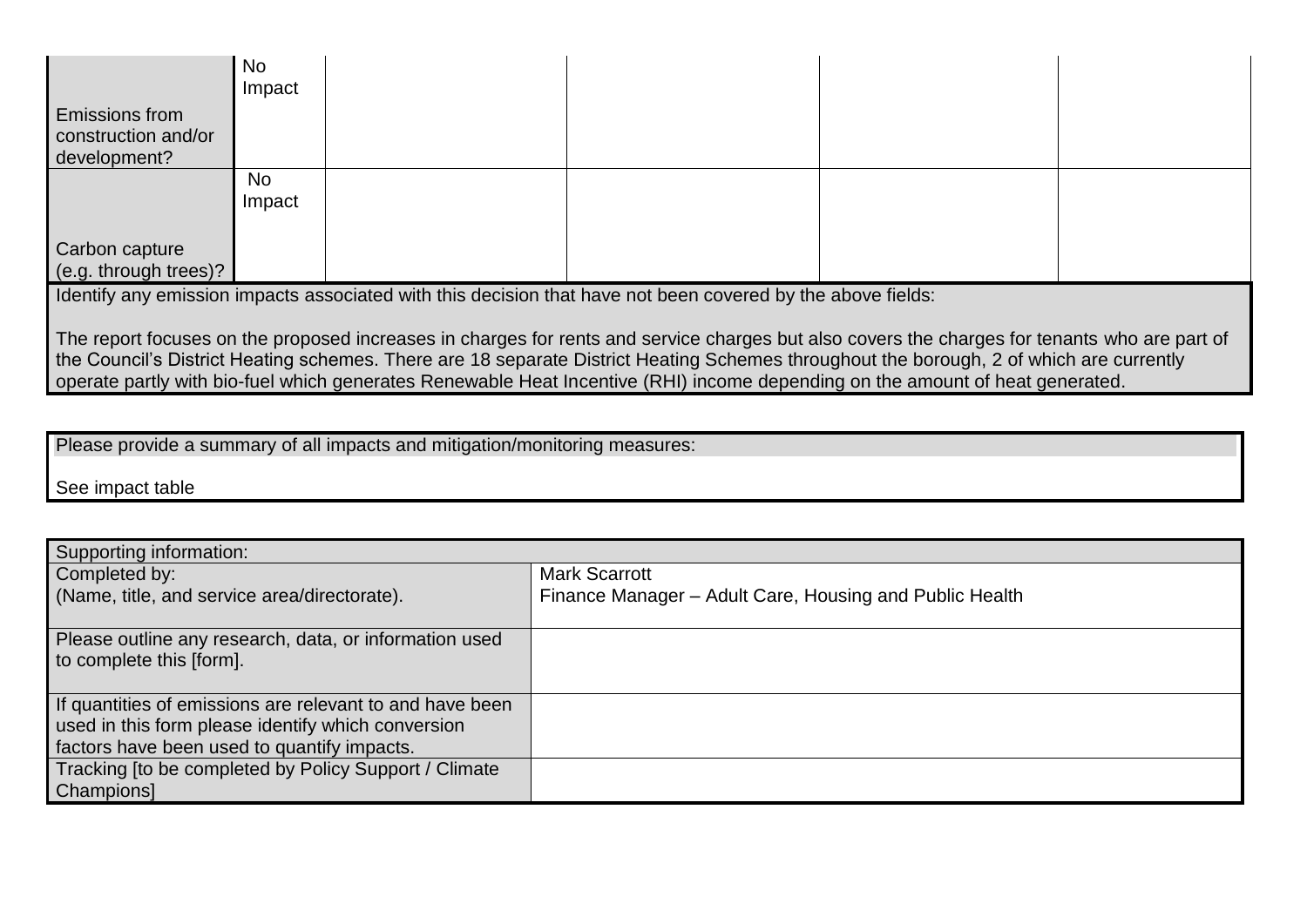| | | | | | |
|---|---|---|---|---|---|
| Emissions from construction and/or development? | No Impact | | | | |
| Carbon capture (e.g. through trees)? | No Impact | | | | |

Identify any emission impacts associated with this decision that have not been covered by the above fields:

The report focuses on the proposed increases in charges for rents and service charges but also covers the charges for tenants who are part of the Council's District Heating schemes. There are 18 separate District Heating Schemes throughout the borough, 2 of which are currently operate partly with bio-fuel which generates Renewable Heat Incentive (RHI) income depending on the amount of heat generated.

Please provide a summary of all impacts and mitigation/monitoring measures:

See impact table

| Supporting information: | |
|---|---|
| Completed by:<br>(Name, title, and service area/directorate). | Mark Scarrott<br>Finance Manager – Adult Care, Housing and Public Health |
| Please outline any research, data, or information used to complete this [form]. | |
| If quantities of emissions are relevant to and have been used in this form please identify which conversion factors have been used to quantify impacts. | |
| Tracking [to be completed by Policy Support / Climate Champions] | |